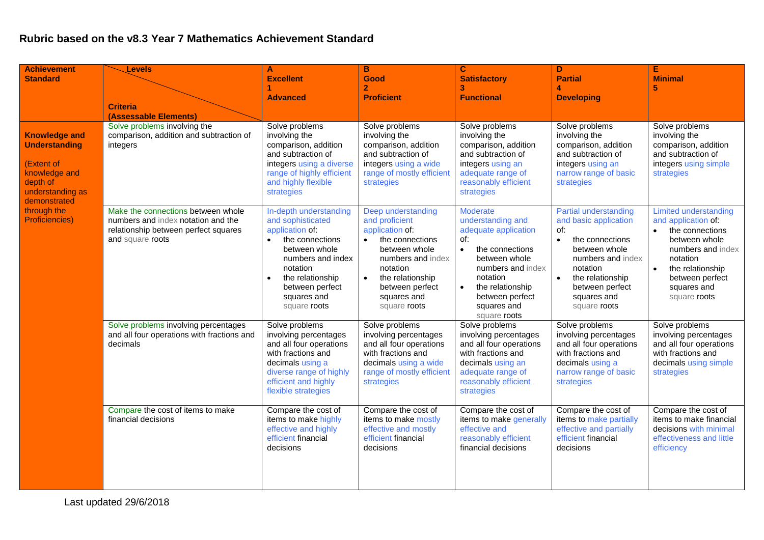# Rubric based on the v8.3 Year 7 Mathematics Achievement Standard

| Achievement Standard | Levels / Criteria (Assessable Elements) | A Excellent 1 Advanced | B Good 2 Proficient | C Satisfactory 3 Functional | D Partial 4 Developing | E Minimal 5 |
|---|---|---|---|---|---|---|
| **Knowledge and Understanding** (Extent of knowledge and depth of understanding as demonstrated through the Proficiencies) | Solve problems involving the comparison, addition and subtraction of integers | Solve problems involving the comparison, addition and subtraction of integers using a diverse range of highly efficient and highly flexible strategies | Solve problems involving the comparison, addition and subtraction of integers using a wide range of mostly efficient strategies | Solve problems involving the comparison, addition and subtraction of integers using an adequate range of reasonably efficient strategies | Solve problems involving the comparison, addition and subtraction of integers using an narrow range of basic strategies | Solve problems involving the comparison, addition and subtraction of integers using simple strategies |
| | Make the connections between whole numbers and index notation and the relationship between perfect squares and square roots | In-depth understanding and sophisticated application of: <br>• the connections between whole numbers and index notation <br>• the relationship between perfect squares and square roots | Deep understanding and proficient application of: <br>• the connections between whole numbers and index notation <br>• the relationship between perfect squares and square roots | Moderate understanding and adequate application of: <br>• the connections between whole numbers and index notation <br>• the relationship between perfect squares and square roots | Partial understanding and basic application of: <br>• the connections between whole numbers and index notation <br>• the relationship between perfect squares and square roots | Limited understanding and application of: <br>• the connections between whole numbers and index notation <br>• the relationship between perfect squares and square roots |
| | Solve problems involving percentages and all four operations with fractions and decimals | Solve problems involving percentages and all four operations with fractions and decimals using a diverse range of highly efficient and highly flexible strategies | Solve problems involving percentages and all four operations with fractions and decimals using a wide range of mostly efficient strategies | Solve problems involving percentages and all four operations with fractions and decimals using an adequate range of reasonably efficient strategies | Solve problems involving percentages and all four operations with fractions and decimals using a narrow range of basic strategies | Solve problems involving percentages and all four operations with fractions and decimals using simple strategies |
| | Compare the cost of items to make financial decisions | Compare the cost of items to make highly effective and highly efficient financial decisions | Compare the cost of items to make mostly effective and mostly efficient financial decisions | Compare the cost of items to make generally effective and reasonably efficient financial decisions | Compare the cost of items to make partially effective and partially efficient financial decisions | Compare the cost of items to make financial decisions with minimal effectiveness and little efficiency |

Last updated 29/6/2018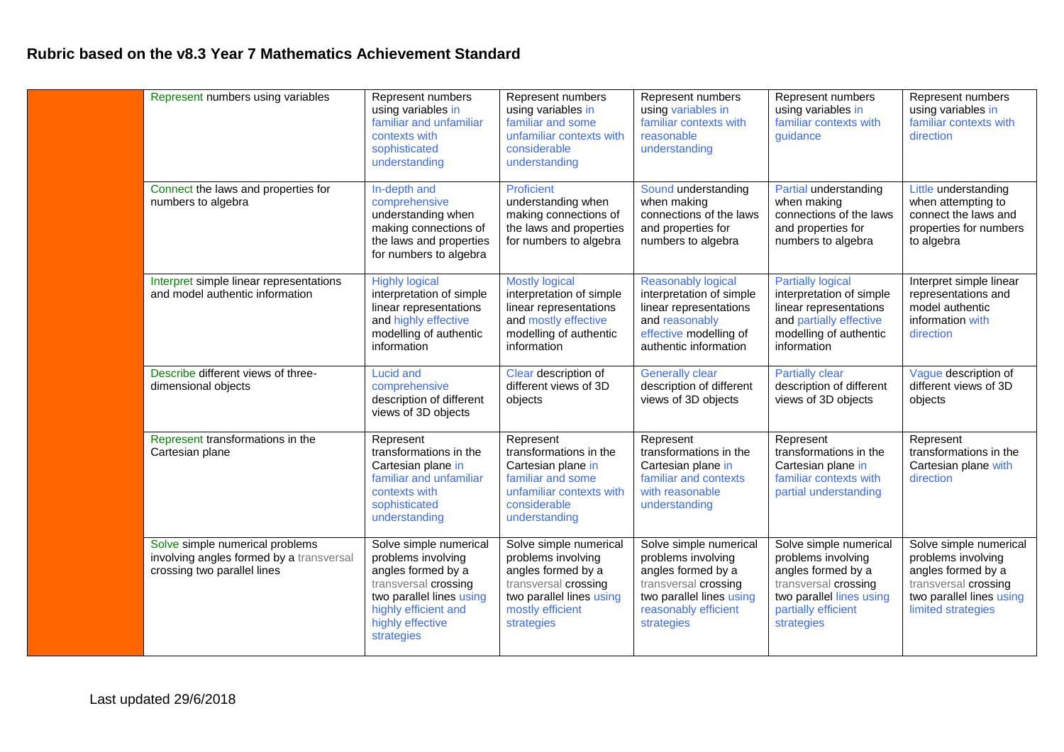## Rubric based on the v8.3 Year 7 Mathematics Achievement Standard

| | | | | | | |
|---|---|---|---|---|---|---|
| | Represent numbers using variables | Represent numbers using variables in familiar and unfamiliar contexts with sophisticated understanding | Represent numbers using variables in familiar and some unfamiliar contexts with considerable understanding | Represent numbers using variables in familiar contexts with reasonable understanding | Represent numbers using variables in familiar contexts with guidance | Represent numbers using variables in familiar contexts with direction |
| | Connect the laws and properties for numbers to algebra | In-depth and comprehensive understanding when making connections of the laws and properties for numbers to algebra | Proficient understanding when making connections of the laws and properties for numbers to algebra | Sound understanding when making connections of the laws and properties for numbers to algebra | Partial understanding when making connections of the laws and properties for numbers to algebra | Little understanding when attempting to connect the laws and properties for numbers to algebra |
| | Interpret simple linear representations and model authentic information | Highly logical interpretation of simple linear representations and highly effective modelling of authentic information | Mostly logical interpretation of simple linear representations and mostly effective modelling of authentic information | Reasonably logical interpretation of simple linear representations and reasonably effective modelling of authentic information | Partially logical interpretation of simple linear representations and partially effective modelling of authentic information | Interpret simple linear representations and model authentic information with direction |
| | Describe different views of three-dimensional objects | Lucid and comprehensive description of different views of 3D objects | Clear description of different views of 3D objects | Generally clear description of different views of 3D objects | Partially clear description of different views of 3D objects | Vague description of different views of 3D objects |
| | Represent transformations in the Cartesian plane | Represent transformations in the Cartesian plane in familiar and unfamiliar contexts with sophisticated understanding | Represent transformations in the Cartesian plane in familiar and some unfamiliar contexts with considerable understanding | Represent transformations in the Cartesian plane in familiar and contexts with reasonable understanding | Represent transformations in the Cartesian plane in familiar contexts with partial understanding | Represent transformations in the Cartesian plane with direction |
| | Solve simple numerical problems involving angles formed by a transversal crossing two parallel lines | Solve simple numerical problems involving angles formed by a transversal crossing two parallel lines using highly efficient and highly effective strategies | Solve simple numerical problems involving angles formed by a transversal crossing two parallel lines using mostly efficient strategies | Solve simple numerical problems involving angles formed by a transversal crossing two parallel lines using reasonably efficient strategies | Solve simple numerical problems involving angles formed by a transversal crossing two parallel lines using partially efficient strategies | Solve simple numerical problems involving angles formed by a transversal crossing two parallel lines using limited strategies |

Last updated 29/6/2018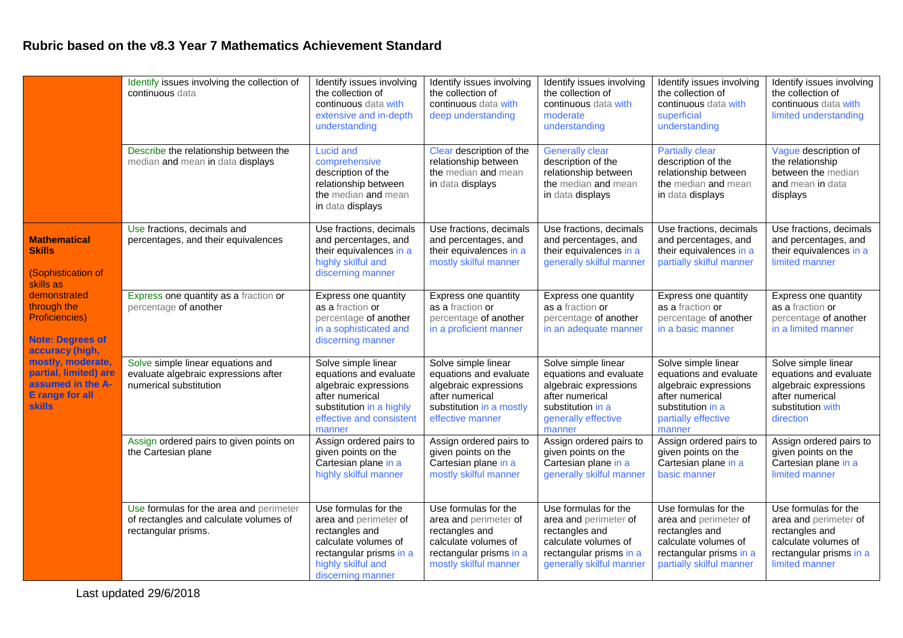## Rubric based on the v8.3 Year 7 Mathematics Achievement Standard

| | | | | | | |
|---|---|---|---|---|---|---|
| | Identify issues involving the collection of continuous data | Identify issues involving the collection of continuous data with extensive and in-depth understanding | Identify issues involving the collection of continuous data with deep understanding | Identify issues involving the collection of continuous data with moderate understanding | Identify issues involving the collection of continuous data with superficial understanding | Identify issues involving the collection of continuous data with limited understanding |
| | Describe the relationship between the median and mean in data displays | Lucid and comprehensive description of the relationship between the median and mean in data displays | Clear description of the relationship between the median and mean in data displays | Generally clear description of the relationship between the median and mean in data displays | Partially clear description of the relationship between the median and mean in data displays | Vague description of the relationship between the median and mean in data displays |
| **Mathematical Skills** (Sophistication of skills as demonstrated through the Proficiencies) **Note: Degrees of accuracy (high, mostly, moderate, partial, limited) are assumed in the A-E range for all skills** | Use fractions, decimals and percentages, and their equivalences | Use fractions, decimals and percentages, and their equivalences in a highly skilful and discerning manner | Use fractions, decimals and percentages, and their equivalences in a mostly skilful manner | Use fractions, decimals and percentages, and their equivalences in a generally skilful manner | Use fractions, decimals and percentages, and their equivalences in a partially skilful manner | Use fractions, decimals and percentages, and their equivalences in a limited manner |
| | Express one quantity as a fraction or percentage of another | Express one quantity as a fraction or percentage of another in a sophisticated and discerning manner | Express one quantity as a fraction or percentage of another in a proficient manner | Express one quantity as a fraction or percentage of another in an adequate manner | Express one quantity as a fraction or percentage of another in a basic manner | Express one quantity as a fraction or percentage of another in a limited manner |
| | Solve simple linear equations and evaluate algebraic expressions after numerical substitution | Solve simple linear equations and evaluate algebraic expressions after numerical substitution in a highly effective and consistent manner | Solve simple linear equations and evaluate algebraic expressions after numerical substitution in a mostly effective manner | Solve simple linear equations and evaluate algebraic expressions after numerical substitution in a generally effective manner | Solve simple linear equations and evaluate algebraic expressions after numerical substitution in a partially effective manner | Solve simple linear equations and evaluate algebraic expressions after numerical substitution with direction |
| | Assign ordered pairs to given points on the Cartesian plane | Assign ordered pairs to given points on the Cartesian plane in a highly skilful manner | Assign ordered pairs to given points on the Cartesian plane in a mostly skilful manner | Assign ordered pairs to given points on the Cartesian plane in a generally skilful manner | Assign ordered pairs to given points on the Cartesian plane in a basic manner | Assign ordered pairs to given points on the Cartesian plane in a limited manner |
| | Use formulas for the area and perimeter of rectangles and calculate volumes of rectangular prisms. | Use formulas for the area and perimeter of rectangles and calculate volumes of rectangular prisms in a highly skilful and discerning manner | Use formulas for the area and perimeter of rectangles and calculate volumes of rectangular prisms in a mostly skilful manner | Use formulas for the area and perimeter of rectangles and calculate volumes of rectangular prisms in a generally skilful manner | Use formulas for the area and perimeter of rectangles and calculate volumes of rectangular prisms in a partially skilful manner | Use formulas for the area and perimeter of rectangles and calculate volumes of rectangular prisms in a limited manner |

Last updated 29/6/2018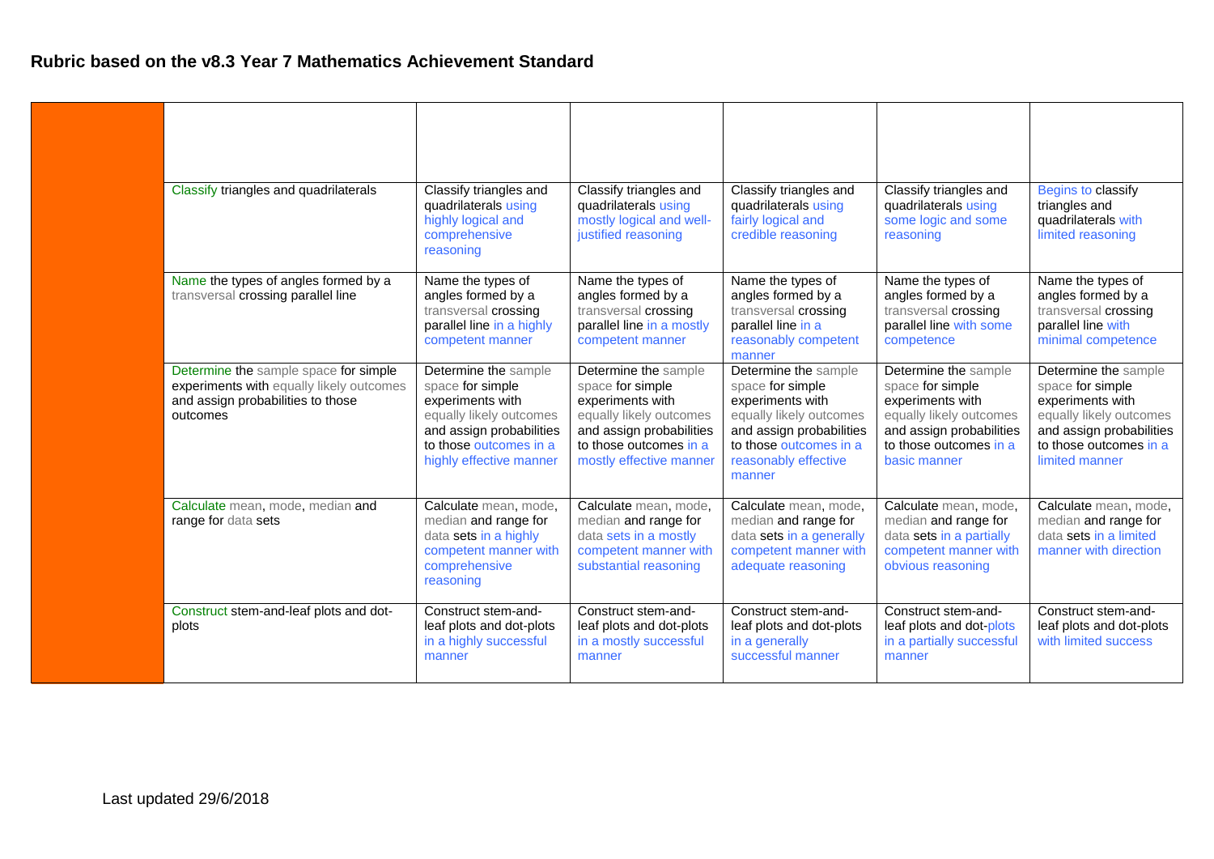## Rubric based on the v8.3 Year 7 Mathematics Achievement Standard

| | | | | | | |
|---|---|---|---|---|---|---|
| | | | | | | |
| | Classify triangles and quadrilaterals | Classify triangles and quadrilaterals using highly logical and comprehensive reasoning | Classify triangles and quadrilaterals using mostly logical and well-justified reasoning | Classify triangles and quadrilaterals using fairly logical and credible reasoning | Classify triangles and quadrilaterals using some logic and some reasoning | Begins to classify triangles and quadrilaterals with limited reasoning |
| | Name the types of angles formed by a transversal crossing parallel line | Name the types of angles formed by a transversal crossing parallel line in a highly competent manner | Name the types of angles formed by a transversal crossing parallel line in a mostly competent manner | Name the types of angles formed by a transversal crossing parallel line in a reasonably competent manner | Name the types of angles formed by a transversal crossing parallel line with some competence | Name the types of angles formed by a transversal crossing parallel line with minimal competence |
| | Determine the sample space for simple experiments with equally likely outcomes and assign probabilities to those outcomes | Determine the sample space for simple experiments with equally likely outcomes and assign probabilities to those outcomes in a highly effective manner | Determine the sample space for simple experiments with equally likely outcomes and assign probabilities to those outcomes in a mostly effective manner | Determine the sample space for simple experiments with equally likely outcomes and assign probabilities to those outcomes in a reasonably effective manner | Determine the sample space for simple experiments with equally likely outcomes and assign probabilities to those outcomes in a basic manner | Determine the sample space for simple experiments with equally likely outcomes and assign probabilities to those outcomes in a limited manner |
| | Calculate mean, mode, median and range for data sets | Calculate mean, mode, median and range for data sets in a highly competent manner with comprehensive reasoning | Calculate mean, mode, median and range for data sets in a mostly competent manner with substantial reasoning | Calculate mean, mode, median and range for data sets in a generally competent manner with adequate reasoning | Calculate mean, mode, median and range for data sets in a partially competent manner with obvious reasoning | Calculate mean, mode, median and range for data sets in a limited manner with direction |
| | Construct stem-and-leaf plots and dot-plots | Construct stem-and-leaf plots and dot-plots in a highly successful manner | Construct stem-and-leaf plots and dot-plots in a mostly successful manner | Construct stem-and-leaf plots and dot-plots in a generally successful manner | Construct stem-and-leaf plots and dot-plots in a partially successful manner | Construct stem-and-leaf plots and dot-plots with limited success |

Last updated 29/6/2018